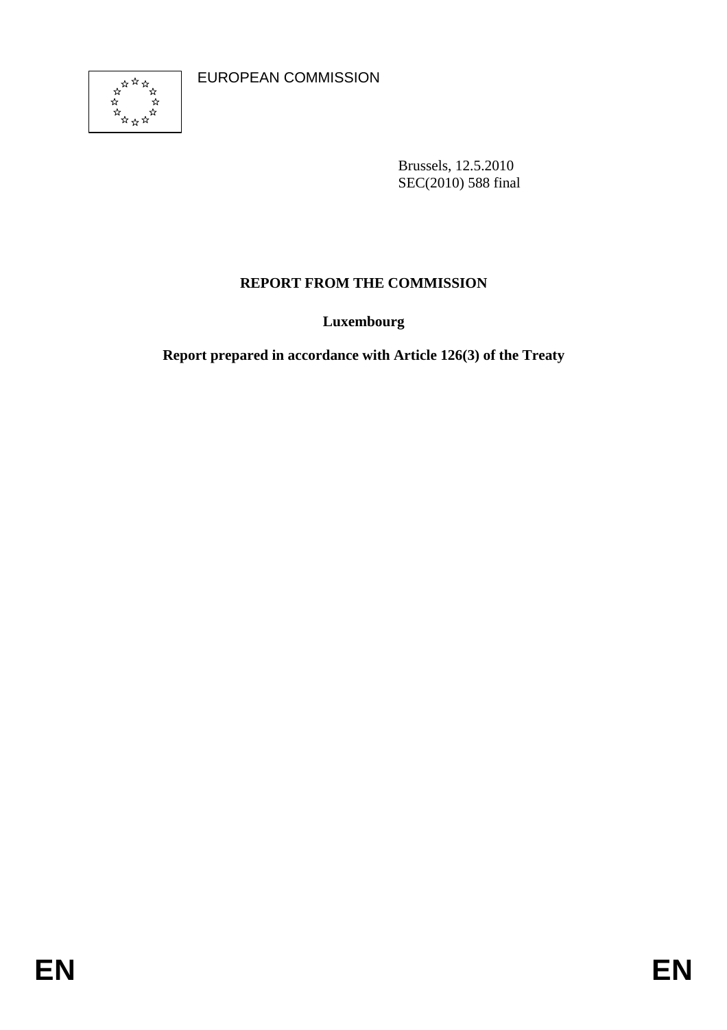EUROPEAN COMMISSION

Brussels, 12.5.2010
SEC(2010) 588 final

# REPORT FROM THE COMMISSION

## Luxembourg

## Report prepared in accordance with Article 126(3) of the Treaty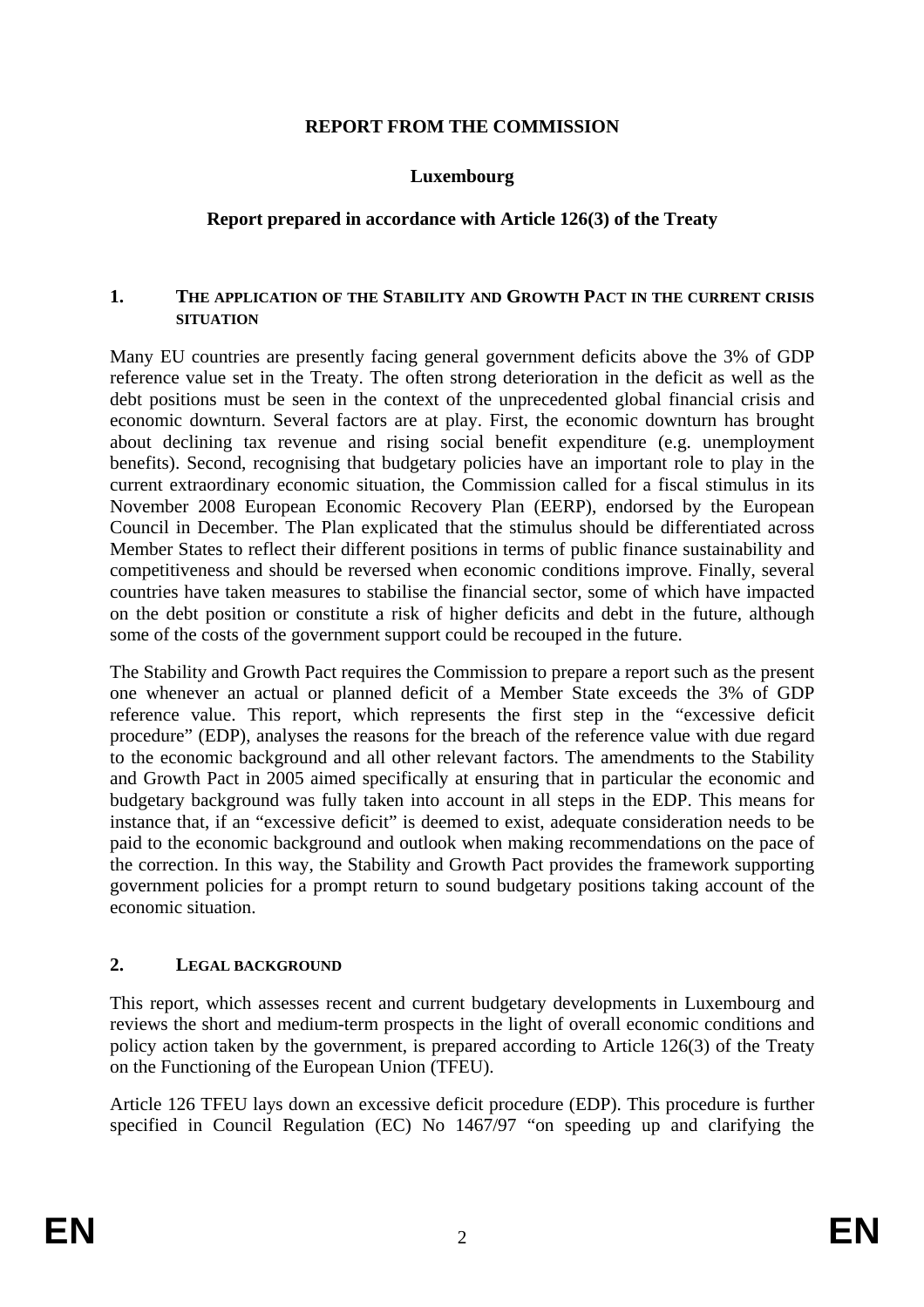**REPORT FROM THE COMMISSION**

**Luxembourg**

**Report prepared in accordance with Article 126(3) of the Treaty**

## 1. THE APPLICATION OF THE STABILITY AND GROWTH PACT IN THE CURRENT CRISIS SITUATION

Many EU countries are presently facing general government deficits above the 3% of GDP reference value set in the Treaty. The often strong deterioration in the deficit as well as the debt positions must be seen in the context of the unprecedented global financial crisis and economic downturn. Several factors are at play. First, the economic downturn has brought about declining tax revenue and rising social benefit expenditure (e.g. unemployment benefits). Second, recognising that budgetary policies have an important role to play in the current extraordinary economic situation, the Commission called for a fiscal stimulus in its November 2008 European Economic Recovery Plan (EERP), endorsed by the European Council in December. The Plan explicated that the stimulus should be differentiated across Member States to reflect their different positions in terms of public finance sustainability and competitiveness and should be reversed when economic conditions improve. Finally, several countries have taken measures to stabilise the financial sector, some of which have impacted on the debt position or constitute a risk of higher deficits and debt in the future, although some of the costs of the government support could be recouped in the future.

The Stability and Growth Pact requires the Commission to prepare a report such as the present one whenever an actual or planned deficit of a Member State exceeds the 3% of GDP reference value. This report, which represents the first step in the "excessive deficit procedure" (EDP), analyses the reasons for the breach of the reference value with due regard to the economic background and all other relevant factors. The amendments to the Stability and Growth Pact in 2005 aimed specifically at ensuring that in particular the economic and budgetary background was fully taken into account in all steps in the EDP. This means for instance that, if an "excessive deficit" is deemed to exist, adequate consideration needs to be paid to the economic background and outlook when making recommendations on the pace of the correction. In this way, the Stability and Growth Pact provides the framework supporting government policies for a prompt return to sound budgetary positions taking account of the economic situation.

## 2. LEGAL BACKGROUND

This report, which assesses recent and current budgetary developments in Luxembourg and reviews the short and medium-term prospects in the light of overall economic conditions and policy action taken by the government, is prepared according to Article 126(3) of the Treaty on the Functioning of the European Union (TFEU).

Article 126 TFEU lays down an excessive deficit procedure (EDP). This procedure is further specified in Council Regulation (EC) No 1467/97 "on speeding up and clarifying the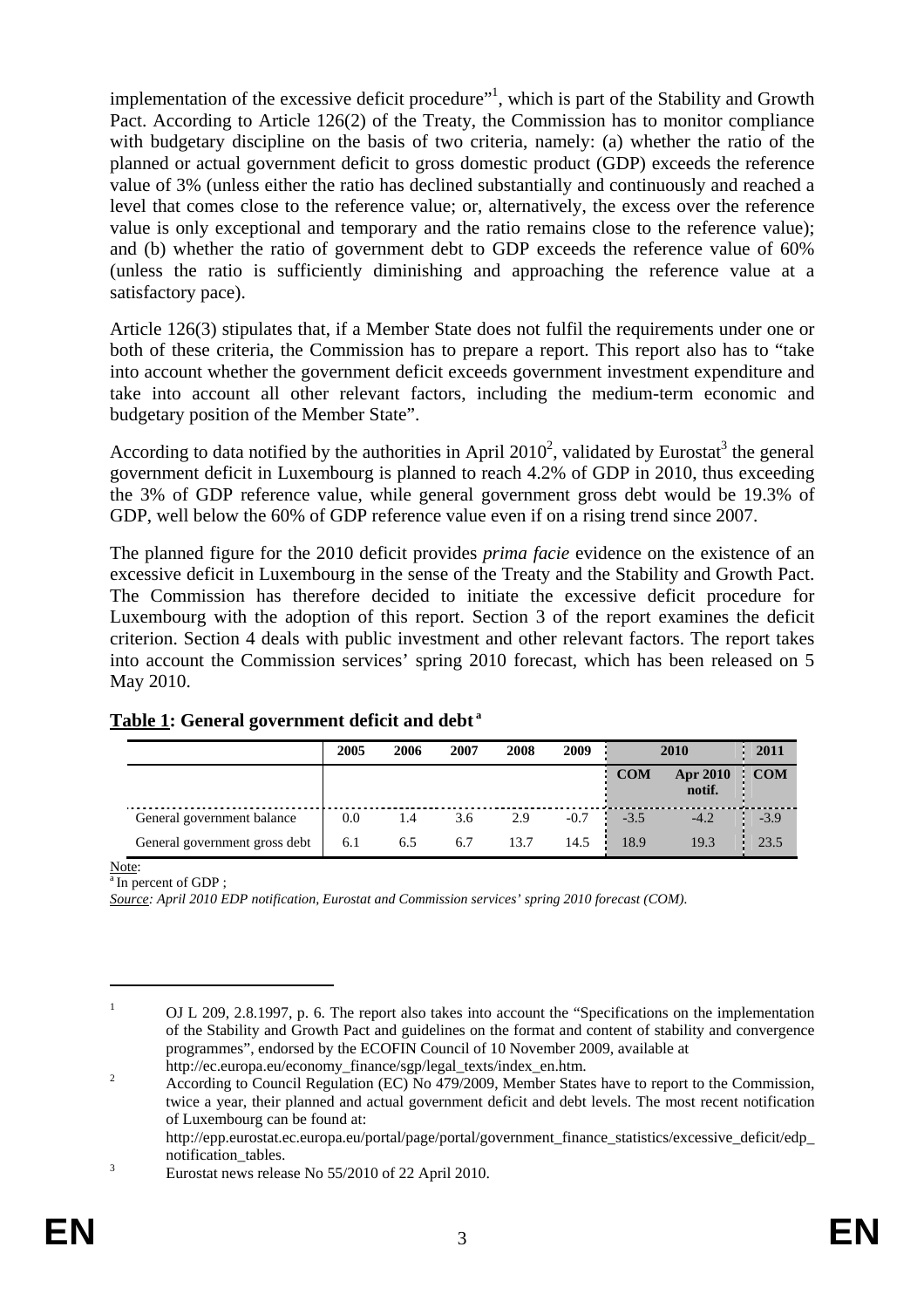implementation of the excessive deficit procedure"[1], which is part of the Stability and Growth Pact. According to Article 126(2) of the Treaty, the Commission has to monitor compliance with budgetary discipline on the basis of two criteria, namely: (a) whether the ratio of the planned or actual government deficit to gross domestic product (GDP) exceeds the reference value of 3% (unless either the ratio has declined substantially and continuously and reached a level that comes close to the reference value; or, alternatively, the excess over the reference value is only exceptional and temporary and the ratio remains close to the reference value); and (b) whether the ratio of government debt to GDP exceeds the reference value of 60% (unless the ratio is sufficiently diminishing and approaching the reference value at a satisfactory pace).

Article 126(3) stipulates that, if a Member State does not fulfil the requirements under one or both of these criteria, the Commission has to prepare a report. This report also has to "take into account whether the government deficit exceeds government investment expenditure and take into account all other relevant factors, including the medium-term economic and budgetary position of the Member State".

According to data notified by the authorities in April 2010[2], validated by Eurostat[3] the general government deficit in Luxembourg is planned to reach 4.2% of GDP in 2010, thus exceeding the 3% of GDP reference value, while general government gross debt would be 19.3% of GDP, well below the 60% of GDP reference value even if on a rising trend since 2007.

The planned figure for the 2010 deficit provides *prima facie* evidence on the existence of an excessive deficit in Luxembourg in the sense of the Treaty and the Stability and Growth Pact. The Commission has therefore decided to initiate the excessive deficit procedure for Luxembourg with the adoption of this report. Section 3 of the report examines the deficit criterion. Section 4 deals with public investment and other relevant factors. The report takes into account the Commission services' spring 2010 forecast, which has been released on 5 May 2010.

**Table 1: General government deficit and debt [a]**

| | 2005 | 2006 | 2007 | 2008 | 2009 | 2010 | | 2011 |
|---|---|---|---|---|---|---|---|---|
| | | | | | | COM | Apr 2010 notif. | COM |
| General government balance | 0.0 | 1.4 | 3.6 | 2.9 | -0.7 | -3.5 | -4.2 | -3.9 |
| General government gross debt | 6.1 | 6.5 | 6.7 | 13.7 | 14.5 | 18.9 | 19.3 | 23.5 |

Note:
[a] In percent of GDP ;
*Source: April 2010 EDP notification, Eurostat and Commission services' spring 2010 forecast (COM).*

---

[1] OJ L 209, 2.8.1997, p. 6. The report also takes into account the "Specifications on the implementation of the Stability and Growth Pact and guidelines on the format and content of stability and convergence programmes", endorsed by the ECOFIN Council of 10 November 2009, available at http://ec.europa.eu/economy_finance/sgp/legal_texts/index_en.htm.

[2] According to Council Regulation (EC) No 479/2009, Member States have to report to the Commission, twice a year, their planned and actual government deficit and debt levels. The most recent notification of Luxembourg can be found at: http://epp.eurostat.ec.europa.eu/portal/page/portal/government_finance_statistics/excessive_deficit/edp_notification_tables.

[3] Eurostat news release No 55/2010 of 22 April 2010.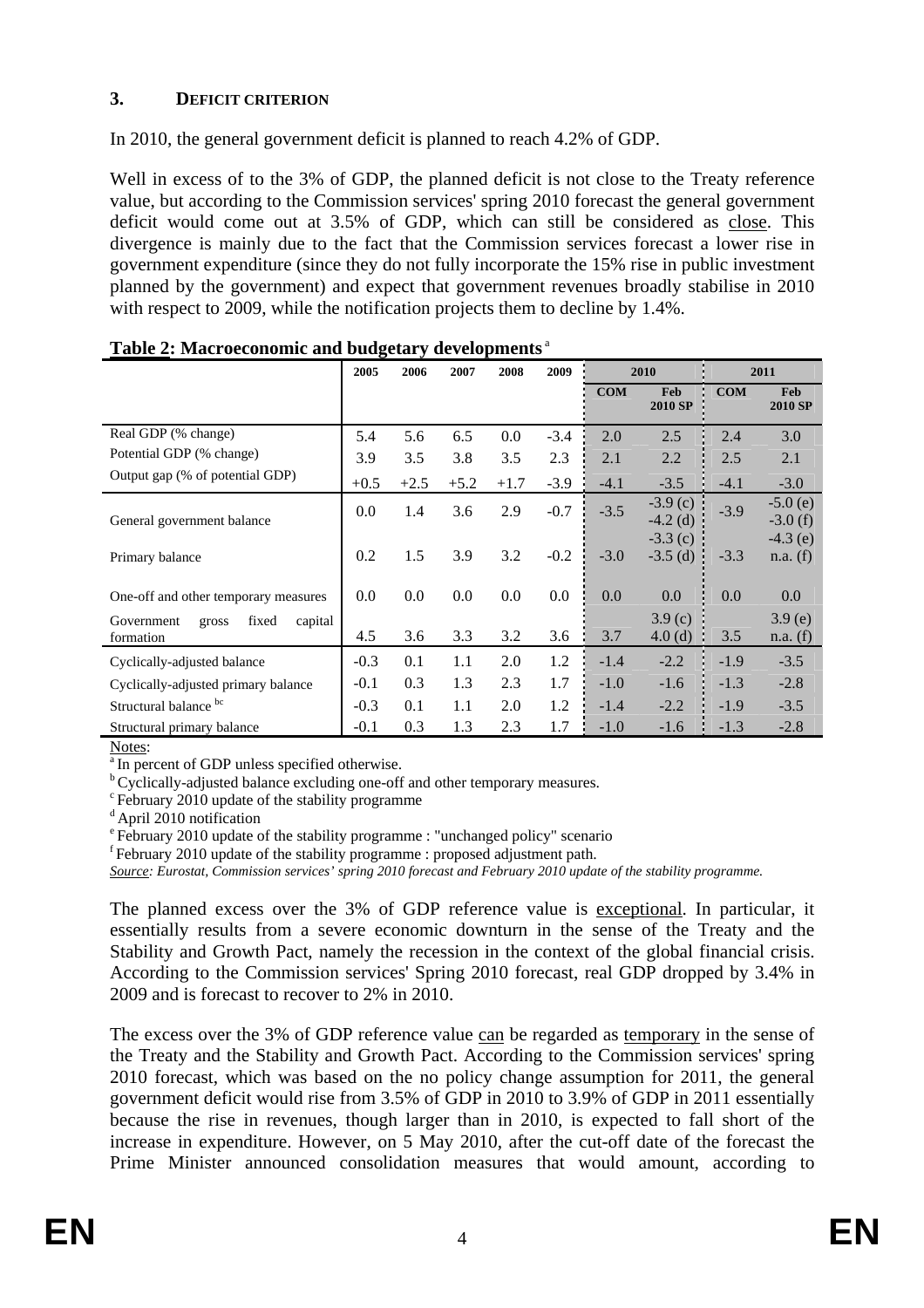## 3. DEFICIT CRITERION

In 2010, the general government deficit is planned to reach 4.2% of GDP.

Well in excess of to the 3% of GDP, the planned deficit is not close to the Treaty reference value, but according to the Commission services' spring 2010 forecast the general government deficit would come out at 3.5% of GDP, which can still be considered as close. This divergence is mainly due to the fact that the Commission services forecast a lower rise in government expenditure (since they do not fully incorporate the 15% rise in public investment planned by the government) and expect that government revenues broadly stabilise in 2010 with respect to 2009, while the notification projects them to decline by 1.4%.

**Table 2: Macroeconomic and budgetary developments** [a]

| | 2005 | 2006 | 2007 | 2008 | 2009 | 2010 | | 2011 | |
|---|---|---|---|---|---|---|---|---|---|
| | | | | | | COM | Feb 2010 SP | COM | Feb 2010 SP |
| Real GDP (% change) | 5.4 | 5.6 | 6.5 | 0.0 | -3.4 | 2.0 | 2.5 | 2.4 | 3.0 |
| Potential GDP (% change) | 3.9 | 3.5 | 3.8 | 3.5 | 2.3 | 2.1 | 2.2 | 2.5 | 2.1 |
| Output gap (% of potential GDP) | +0.5 | +2.5 | +5.2 | +1.7 | -3.9 | -4.1 | -3.5 | -4.1 | -3.0 |
| General government balance | 0.0 | 1.4 | 3.6 | 2.9 | -0.7 | -3.5 | -3.9 (c) -4.2 (d) | -3.9 | -5.0 (e) -3.0 (f) |
| Primary balance | 0.2 | 1.5 | 3.9 | 3.2 | -0.2 | -3.0 | -3.3 (c) -3.5 (d) | -3.3 | -4.3 (e) n.a. (f) |
| One-off and other temporary measures | 0.0 | 0.0 | 0.0 | 0.0 | 0.0 | 0.0 | 0.0 | 0.0 | 0.0 |
| Government gross fixed capital formation | 4.5 | 3.6 | 3.3 | 3.2 | 3.6 | 3.7 | 3.9 (c) 4.0 (d) | 3.5 | 3.9 (e) n.a. (f) |
| Cyclically-adjusted balance | -0.3 | 0.1 | 1.1 | 2.0 | 1.2 | -1.4 | -2.2 | -1.9 | -3.5 |
| Cyclically-adjusted primary balance | -0.1 | 0.3 | 1.3 | 2.3 | 1.7 | -1.0 | -1.6 | -1.3 | -2.8 |
| Structural balance [bc] | -0.3 | 0.1 | 1.1 | 2.0 | 1.2 | -1.4 | -2.2 | -1.9 | -3.5 |
| Structural primary balance | -0.1 | 0.3 | 1.3 | 2.3 | 1.7 | -1.0 | -1.6 | -1.3 | -2.8 |

Notes:
[a] In percent of GDP unless specified otherwise.
[b] Cyclically-adjusted balance excluding one-off and other temporary measures.
[c] February 2010 update of the stability programme
[d] April 2010 notification
[e] February 2010 update of the stability programme : "unchanged policy" scenario
[f] February 2010 update of the stability programme : proposed adjustment path.
*Source: Eurostat, Commission services' spring 2010 forecast and February 2010 update of the stability programme.*

The planned excess over the 3% of GDP reference value is exceptional. In particular, it essentially results from a severe economic downturn in the sense of the Treaty and the Stability and Growth Pact, namely the recession in the context of the global financial crisis. According to the Commission services' Spring 2010 forecast, real GDP dropped by 3.4% in 2009 and is forecast to recover to 2% in 2010.

The excess over the 3% of GDP reference value can be regarded as temporary in the sense of the Treaty and the Stability and Growth Pact. According to the Commission services' spring 2010 forecast, which was based on the no policy change assumption for 2011, the general government deficit would rise from 3.5% of GDP in 2010 to 3.9% of GDP in 2011 essentially because the rise in revenues, though larger than in 2010, is expected to fall short of the increase in expenditure. However, on 5 May 2010, after the cut-off date of the forecast the Prime Minister announced consolidation measures that would amount, according to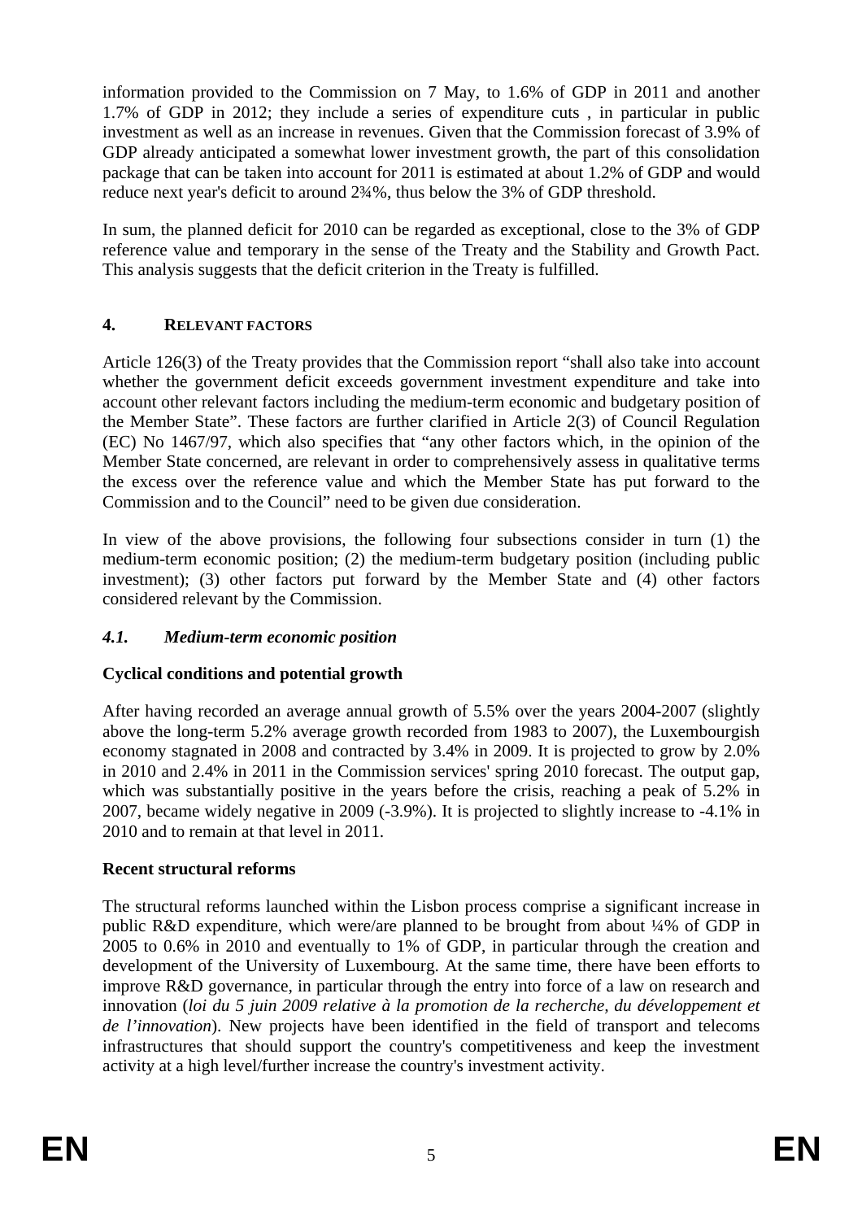information provided to the Commission on 7 May, to 1.6% of GDP in 2011 and another 1.7% of GDP in 2012; they include a series of expenditure cuts , in particular in public investment as well as an increase in revenues. Given that the Commission forecast of 3.9% of GDP already anticipated a somewhat lower investment growth, the part of this consolidation package that can be taken into account for 2011 is estimated at about 1.2% of GDP and would reduce next year's deficit to around 2¾%, thus below the 3% of GDP threshold.

In sum, the planned deficit for 2010 can be regarded as exceptional, close to the 3% of GDP reference value and temporary in the sense of the Treaty and the Stability and Growth Pact. This analysis suggests that the deficit criterion in the Treaty is fulfilled.

## 4. RELEVANT FACTORS

Article 126(3) of the Treaty provides that the Commission report "shall also take into account whether the government deficit exceeds government investment expenditure and take into account other relevant factors including the medium-term economic and budgetary position of the Member State". These factors are further clarified in Article 2(3) of Council Regulation (EC) No 1467/97, which also specifies that "any other factors which, in the opinion of the Member State concerned, are relevant in order to comprehensively assess in qualitative terms the excess over the reference value and which the Member State has put forward to the Commission and to the Council" need to be given due consideration.

In view of the above provisions, the following four subsections consider in turn (1) the medium-term economic position; (2) the medium-term budgetary position (including public investment); (3) other factors put forward by the Member State and (4) other factors considered relevant by the Commission.

### *4.1. Medium-term economic position*

**Cyclical conditions and potential growth**

After having recorded an average annual growth of 5.5% over the years 2004-2007 (slightly above the long-term 5.2% average growth recorded from 1983 to 2007), the Luxembourgish economy stagnated in 2008 and contracted by 3.4% in 2009. It is projected to grow by 2.0% in 2010 and 2.4% in 2011 in the Commission services' spring 2010 forecast. The output gap, which was substantially positive in the years before the crisis, reaching a peak of 5.2% in 2007, became widely negative in 2009 (-3.9%). It is projected to slightly increase to -4.1% in 2010 and to remain at that level in 2011.

**Recent structural reforms**

The structural reforms launched within the Lisbon process comprise a significant increase in public R&D expenditure, which were/are planned to be brought from about ¼% of GDP in 2005 to 0.6% in 2010 and eventually to 1% of GDP, in particular through the creation and development of the University of Luxembourg. At the same time, there have been efforts to improve R&D governance, in particular through the entry into force of a law on research and innovation (*loi du 5 juin 2009 relative à la promotion de la recherche, du développement et de l'innovation*). New projects have been identified in the field of transport and telecoms infrastructures that should support the country's competitiveness and keep the investment activity at a high level/further increase the country's investment activity.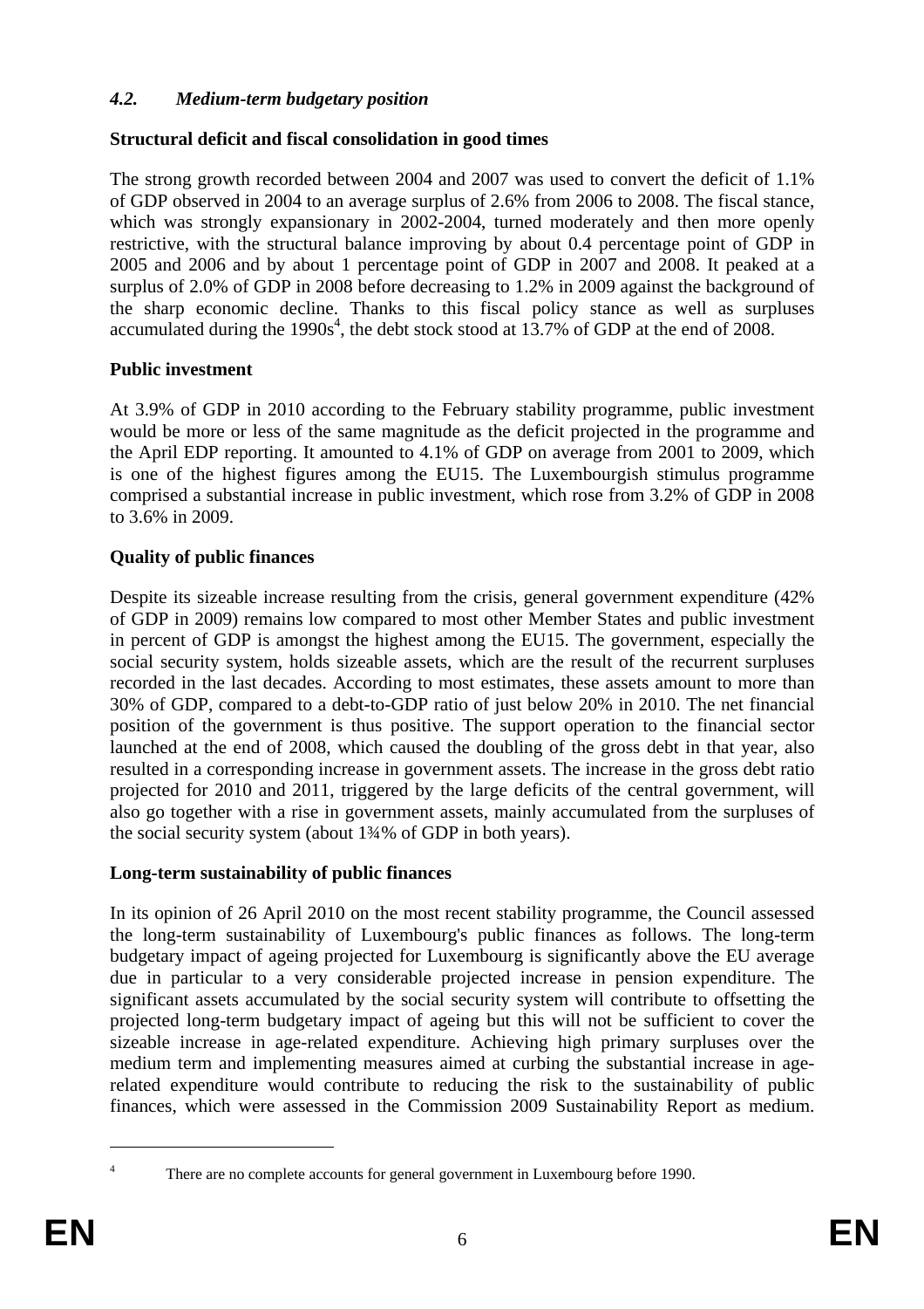### *4.2. Medium-term budgetary position*

**Structural deficit and fiscal consolidation in good times**

The strong growth recorded between 2004 and 2007 was used to convert the deficit of 1.1% of GDP observed in 2004 to an average surplus of 2.6% from 2006 to 2008. The fiscal stance, which was strongly expansionary in 2002-2004, turned moderately and then more openly restrictive, with the structural balance improving by about 0.4 percentage point of GDP in 2005 and 2006 and by about 1 percentage point of GDP in 2007 and 2008. It peaked at a surplus of 2.0% of GDP in 2008 before decreasing to 1.2% in 2009 against the background of the sharp economic decline. Thanks to this fiscal policy stance as well as surpluses accumulated during the 1990s[4], the debt stock stood at 13.7% of GDP at the end of 2008.

**Public investment**

At 3.9% of GDP in 2010 according to the February stability programme, public investment would be more or less of the same magnitude as the deficit projected in the programme and the April EDP reporting. It amounted to 4.1% of GDP on average from 2001 to 2009, which is one of the highest figures among the EU15. The Luxembourgish stimulus programme comprised a substantial increase in public investment, which rose from 3.2% of GDP in 2008 to 3.6% in 2009.

**Quality of public finances**

Despite its sizeable increase resulting from the crisis, general government expenditure (42% of GDP in 2009) remains low compared to most other Member States and public investment in percent of GDP is amongst the highest among the EU15. The government, especially the social security system, holds sizeable assets, which are the result of the recurrent surpluses recorded in the last decades. According to most estimates, these assets amount to more than 30% of GDP, compared to a debt-to-GDP ratio of just below 20% in 2010. The net financial position of the government is thus positive. The support operation to the financial sector launched at the end of 2008, which caused the doubling of the gross debt in that year, also resulted in a corresponding increase in government assets. The increase in the gross debt ratio projected for 2010 and 2011, triggered by the large deficits of the central government, will also go together with a rise in government assets, mainly accumulated from the surpluses of the social security system (about 1¾% of GDP in both years).

**Long-term sustainability of public finances**

In its opinion of 26 April 2010 on the most recent stability programme, the Council assessed the long-term sustainability of Luxembourg's public finances as follows. The long-term budgetary impact of ageing projected for Luxembourg is significantly above the EU average due in particular to a very considerable projected increase in pension expenditure. The significant assets accumulated by the social security system will contribute to offsetting the projected long-term budgetary impact of ageing but this will not be sufficient to cover the sizeable increase in age-related expenditure. Achieving high primary surpluses over the medium term and implementing measures aimed at curbing the substantial increase in age-related expenditure would contribute to reducing the risk to the sustainability of public finances, which were assessed in the Commission 2009 Sustainability Report as medium.

---

[4] There are no complete accounts for general government in Luxembourg before 1990.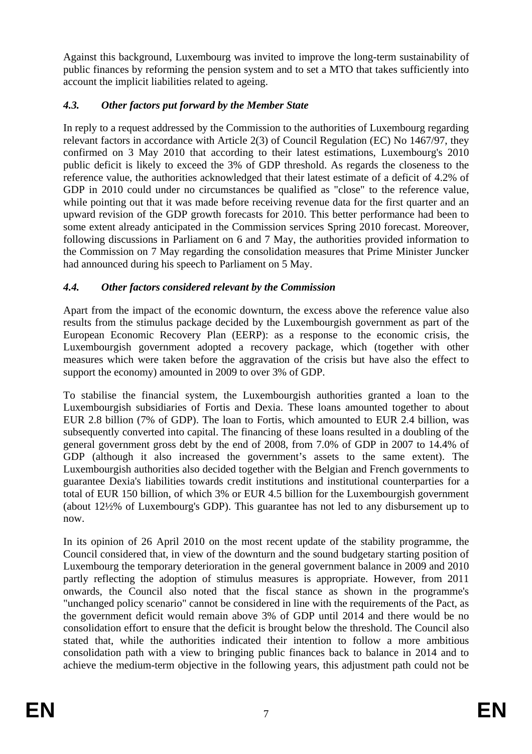Against this background, Luxembourg was invited to improve the long-term sustainability of public finances by reforming the pension system and to set a MTO that takes sufficiently into account the implicit liabilities related to ageing.

### *4.3. Other factors put forward by the Member State*

In reply to a request addressed by the Commission to the authorities of Luxembourg regarding relevant factors in accordance with Article 2(3) of Council Regulation (EC) No 1467/97, they confirmed on 3 May 2010 that according to their latest estimations, Luxembourg's 2010 public deficit is likely to exceed the 3% of GDP threshold. As regards the closeness to the reference value, the authorities acknowledged that their latest estimate of a deficit of 4.2% of GDP in 2010 could under no circumstances be qualified as "close" to the reference value, while pointing out that it was made before receiving revenue data for the first quarter and an upward revision of the GDP growth forecasts for 2010. This better performance had been to some extent already anticipated in the Commission services Spring 2010 forecast. Moreover, following discussions in Parliament on 6 and 7 May, the authorities provided information to the Commission on 7 May regarding the consolidation measures that Prime Minister Juncker had announced during his speech to Parliament on 5 May.

### *4.4. Other factors considered relevant by the Commission*

Apart from the impact of the economic downturn, the excess above the reference value also results from the stimulus package decided by the Luxembourgish government as part of the European Economic Recovery Plan (EERP): as a response to the economic crisis, the Luxembourgish government adopted a recovery package, which (together with other measures which were taken before the aggravation of the crisis but have also the effect to support the economy) amounted in 2009 to over 3% of GDP.

To stabilise the financial system, the Luxembourgish authorities granted a loan to the Luxembourgish subsidiaries of Fortis and Dexia. These loans amounted together to about EUR 2.8 billion (7% of GDP). The loan to Fortis, which amounted to EUR 2.4 billion, was subsequently converted into capital. The financing of these loans resulted in a doubling of the general government gross debt by the end of 2008, from 7.0% of GDP in 2007 to 14.4% of GDP (although it also increased the government's assets to the same extent). The Luxembourgish authorities also decided together with the Belgian and French governments to guarantee Dexia's liabilities towards credit institutions and institutional counterparties for a total of EUR 150 billion, of which 3% or EUR 4.5 billion for the Luxembourgish government (about 12½% of Luxembourg's GDP). This guarantee has not led to any disbursement up to now.

In its opinion of 26 April 2010 on the most recent update of the stability programme, the Council considered that, in view of the downturn and the sound budgetary starting position of Luxembourg the temporary deterioration in the general government balance in 2009 and 2010 partly reflecting the adoption of stimulus measures is appropriate. However, from 2011 onwards, the Council also noted that the fiscal stance as shown in the programme's "unchanged policy scenario" cannot be considered in line with the requirements of the Pact, as the government deficit would remain above 3% of GDP until 2014 and there would be no consolidation effort to ensure that the deficit is brought below the threshold. The Council also stated that, while the authorities indicated their intention to follow a more ambitious consolidation path with a view to bringing public finances back to balance in 2014 and to achieve the medium-term objective in the following years, this adjustment path could not be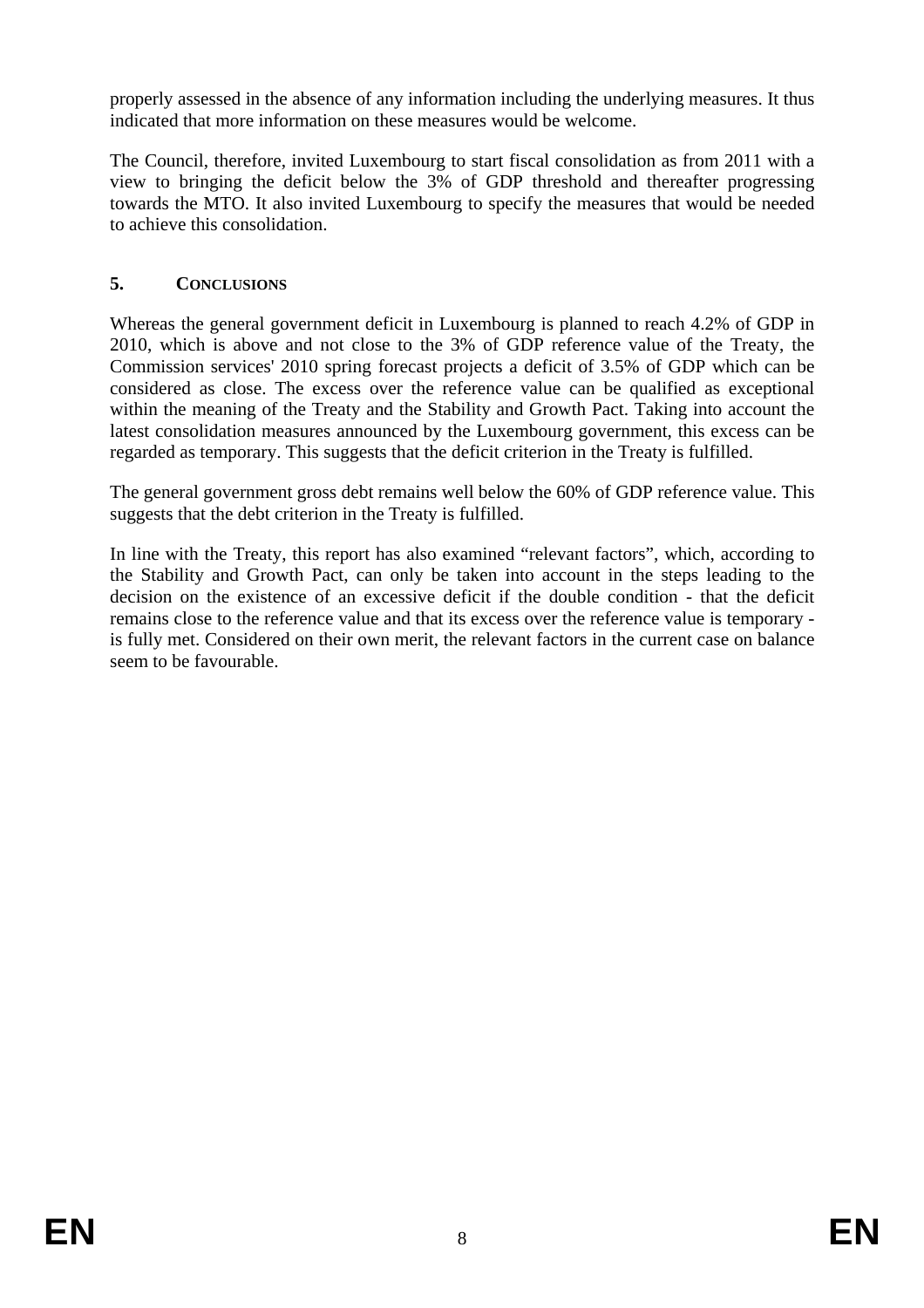properly assessed in the absence of any information including the underlying measures. It thus indicated that more information on these measures would be welcome.

The Council, therefore, invited Luxembourg to start fiscal consolidation as from 2011 with a view to bringing the deficit below the 3% of GDP threshold and thereafter progressing towards the MTO. It also invited Luxembourg to specify the measures that would be needed to achieve this consolidation.

## 5. CONCLUSIONS

Whereas the general government deficit in Luxembourg is planned to reach 4.2% of GDP in 2010, which is above and not close to the 3% of GDP reference value of the Treaty, the Commission services' 2010 spring forecast projects a deficit of 3.5% of GDP which can be considered as close. The excess over the reference value can be qualified as exceptional within the meaning of the Treaty and the Stability and Growth Pact. Taking into account the latest consolidation measures announced by the Luxembourg government, this excess can be regarded as temporary. This suggests that the deficit criterion in the Treaty is fulfilled.

The general government gross debt remains well below the 60% of GDP reference value. This suggests that the debt criterion in the Treaty is fulfilled.

In line with the Treaty, this report has also examined “relevant factors”, which, according to the Stability and Growth Pact, can only be taken into account in the steps leading to the decision on the existence of an excessive deficit if the double condition - that the deficit remains close to the reference value and that its excess over the reference value is temporary - is fully met. Considered on their own merit, the relevant factors in the current case on balance seem to be favourable.